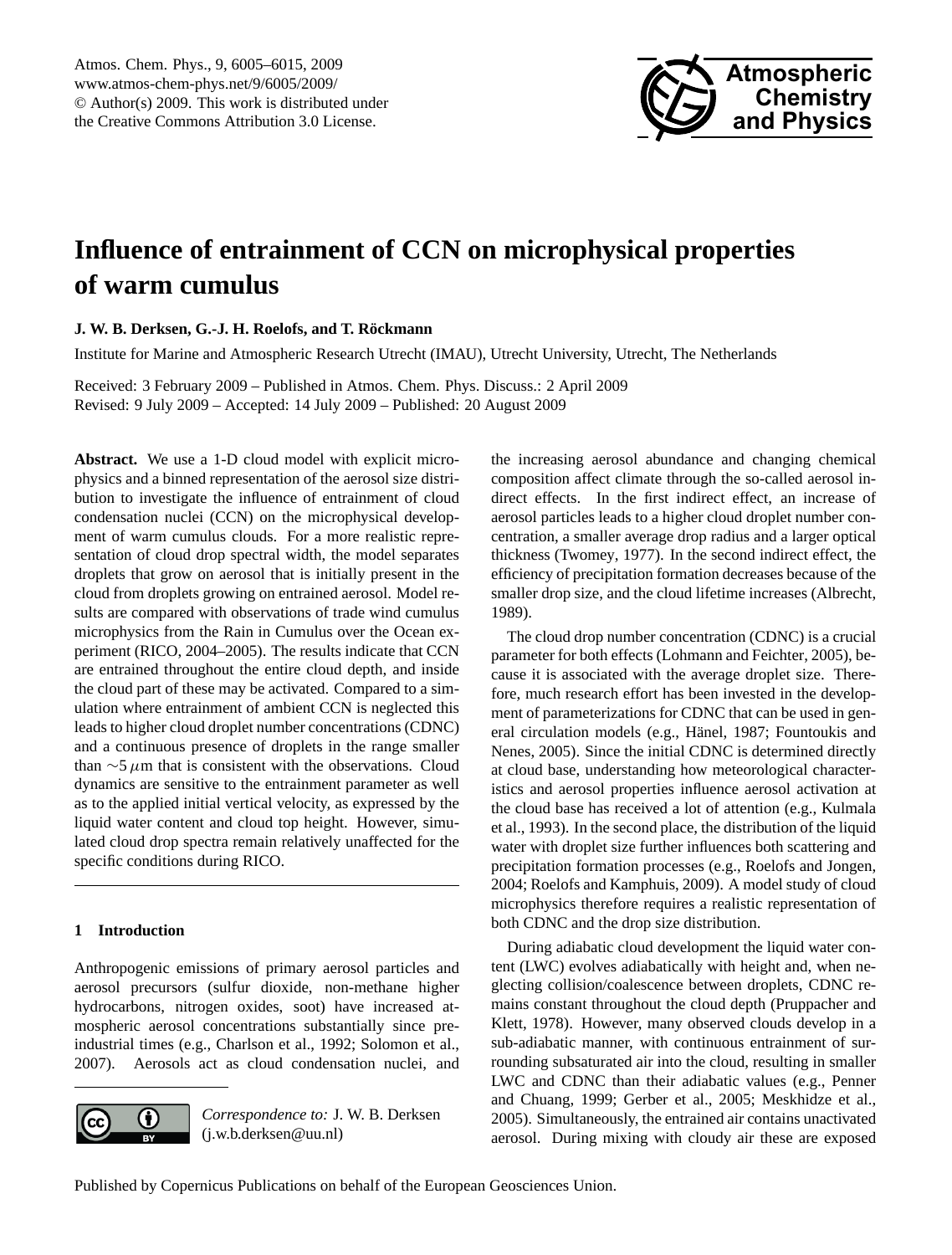# Influence of entrainment of CCN on microphysical properties of warm cumulus

**J. W. B. Derksen, G.-J. H. Roelofs, and T. Röckmann**

Institute for Marine and Atmospheric Research Utrecht (IMAU), Utrecht University, Utrecht, The Netherlands

Received: 3 February 2009 – Published in Atmos. Chem. Phys. Discuss.: 2 April 2009
Revised: 9 July 2009 – Accepted: 14 July 2009 – Published: 20 August 2009

**Abstract.** We use a 1-D cloud model with explicit microphysics and a binned representation of the aerosol size distribution to investigate the influence of entrainment of cloud condensation nuclei (CCN) on the microphysical development of warm cumulus clouds. For a more realistic representation of cloud drop spectral width, the model separates droplets that grow on aerosol that is initially present in the cloud from droplets growing on entrained aerosol. Model results are compared with observations of trade wind cumulus microphysics from the Rain in Cumulus over the Ocean experiment (RICO, 2004–2005). The results indicate that CCN are entrained throughout the entire cloud depth, and inside the cloud part of these may be activated. Compared to a simulation where entrainment of ambient CCN is neglected this leads to higher cloud droplet number concentrations (CDNC) and a continuous presence of droplets in the range smaller than $\sim$5 $\mu$m that is consistent with the observations. Cloud dynamics are sensitive to the entrainment parameter as well as to the applied initial vertical velocity, as expressed by the liquid water content and cloud top height. However, simulated cloud drop spectra remain relatively unaffected for the specific conditions during RICO.

## 1 Introduction

Anthropogenic emissions of primary aerosol particles and aerosol precursors (sulfur dioxide, non-methane higher hydrocarbons, nitrogen oxides, soot) have increased atmospheric aerosol concentrations substantially since pre-industrial times (e.g., Charlson et al., 1992; Solomon et al., 2007). Aerosols act as cloud condensation nuclei, and the increasing aerosol abundance and changing chemical composition affect climate through the so-called aerosol indirect effects. In the first indirect effect, an increase of aerosol particles leads to a higher cloud droplet number concentration, a smaller average drop radius and a larger optical thickness (Twomey, 1977). In the second indirect effect, the efficiency of precipitation formation decreases because of the smaller drop size, and the cloud lifetime increases (Albrecht, 1989).

The cloud drop number concentration (CDNC) is a crucial parameter for both effects (Lohmann and Feichter, 2005), because it is associated with the average droplet size. Therefore, much research effort has been invested in the development of parameterizations for CDNC that can be used in general circulation models (e.g., Hänel, 1987; Fountoukis and Nenes, 2005). Since the initial CDNC is determined directly at cloud base, understanding how meteorological characteristics and aerosol properties influence aerosol activation at the cloud base has received a lot of attention (e.g., Kulmala et al., 1993). In the second place, the distribution of the liquid water with droplet size further influences both scattering and precipitation formation processes (e.g., Roelofs and Jongen, 2004; Roelofs and Kamphuis, 2009). A model study of cloud microphysics therefore requires a realistic representation of both CDNC and the drop size distribution.

During adiabatic cloud development the liquid water content (LWC) evolves adiabatically with height and, when neglecting collision/coalescence between droplets, CDNC remains constant throughout the cloud depth (Pruppacher and Klett, 1978). However, many observed clouds develop in a sub-adiabatic manner, with continuous entrainment of surrounding subsaturated air into the cloud, resulting in smaller LWC and CDNC than their adiabatic values (e.g., Penner and Chuang, 1999; Gerber et al., 2005; Meskhidze et al., 2005). Simultaneously, the entrained air contains unactivated aerosol. During mixing with cloudy air these are exposed

*Correspondence to:* J. W. B. Derksen (j.w.b.derksen@uu.nl)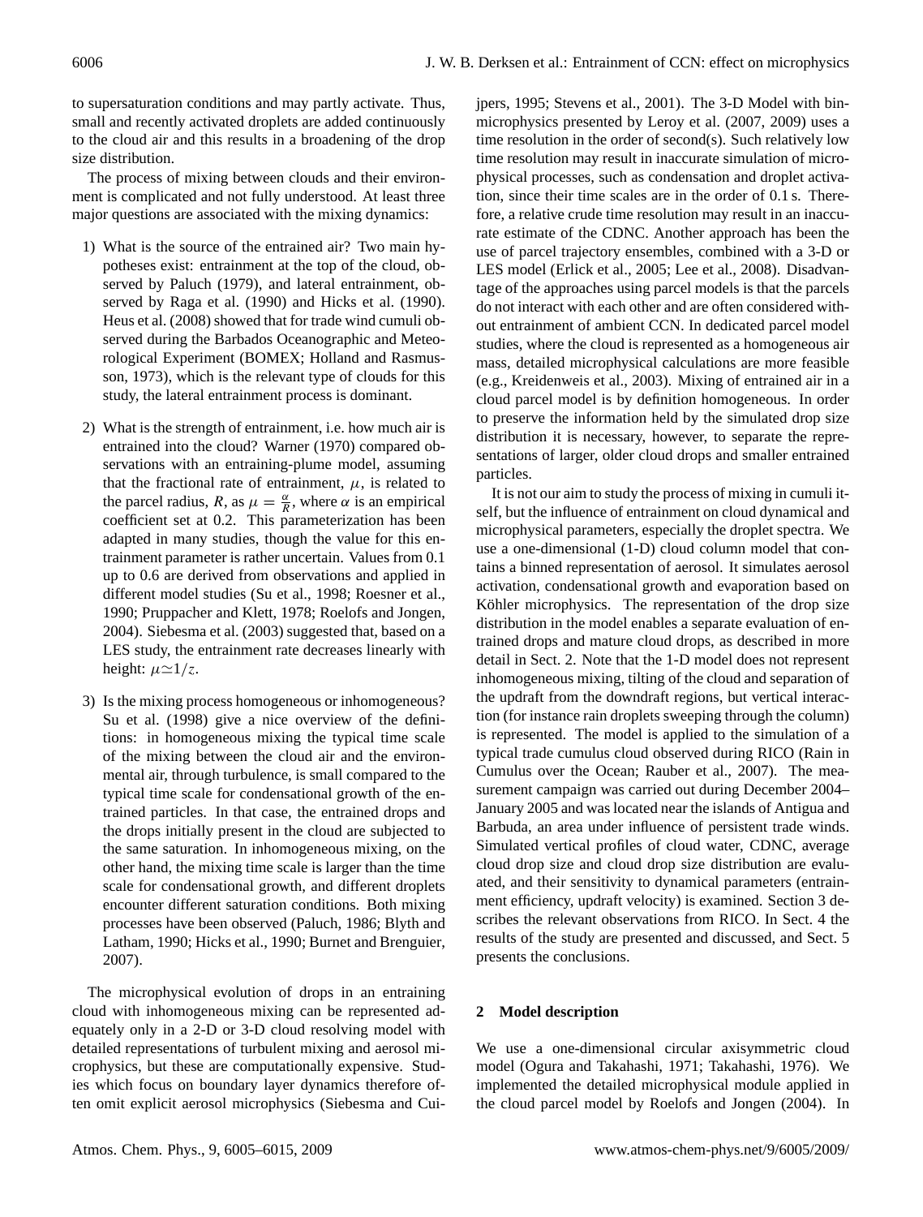to supersaturation conditions and may partly activate. Thus, small and recently activated droplets are added continuously to the cloud air and this results in a broadening of the drop size distribution.

The process of mixing between clouds and their environment is complicated and not fully understood. At least three major questions are associated with the mixing dynamics:

1) What is the source of the entrained air? Two main hypotheses exist: entrainment at the top of the cloud, observed by Paluch (1979), and lateral entrainment, observed by Raga et al. (1990) and Hicks et al. (1990). Heus et al. (2008) showed that for trade wind cumuli observed during the Barbados Oceanographic and Meteorological Experiment (BOMEX; Holland and Rasmusson, 1973), which is the relevant type of clouds for this study, the lateral entrainment process is dominant.

2) What is the strength of entrainment, i.e. how much air is entrained into the cloud? Warner (1970) compared observations with an entraining-plume model, assuming that the fractional rate of entrainment, $\mu$, is related to the parcel radius, $R$, as $\mu = \frac{\alpha}{R}$, where $\alpha$ is an empirical coefficient set at 0.2. This parameterization has been adapted in many studies, though the value for this entrainment parameter is rather uncertain. Values from 0.1 up to 0.6 are derived from observations and applied in different model studies (Su et al., 1998; Roesner et al., 1990; Pruppacher and Klett, 1978; Roelofs and Jongen, 2004). Siebesma et al. (2003) suggested that, based on a LES study, the entrainment rate decreases linearly with height: $\mu \simeq 1/z$.

3) Is the mixing process homogeneous or inhomogeneous? Su et al. (1998) give a nice overview of the definitions: in homogeneous mixing the typical time scale of the mixing between the cloud air and the environmental air, through turbulence, is small compared to the typical time scale for condensational growth of the entrained particles. In that case, the entrained drops and the drops initially present in the cloud are subjected to the same saturation. In inhomogeneous mixing, on the other hand, the mixing time scale is larger than the time scale for condensational growth, and different droplets encounter different saturation conditions. Both mixing processes have been observed (Paluch, 1986; Blyth and Latham, 1990; Hicks et al., 1990; Burnet and Brenguier, 2007).

The microphysical evolution of drops in an entraining cloud with inhomogeneous mixing can be represented adequately only in a 2-D or 3-D cloud resolving model with detailed representations of turbulent mixing and aerosol microphysics, but these are computationally expensive. Studies which focus on boundary layer dynamics therefore often omit explicit aerosol microphysics (Siebesma and Cuijpers, 1995; Stevens et al., 2001). The 3-D Model with bin-microphysics presented by Leroy et al. (2007, 2009) uses a time resolution in the order of second(s). Such relatively low time resolution may result in inaccurate simulation of microphysical processes, such as condensation and droplet activation, since their time scales are in the order of 0.1 s. Therefore, a relative crude time resolution may result in an inaccurate estimate of the CDNC. Another approach has been the use of parcel trajectory ensembles, combined with a 3-D or LES model (Erlick et al., 2005; Lee et al., 2008). Disadvantage of the approaches using parcel models is that the parcels do not interact with each other and are often considered without entrainment of ambient CCN. In dedicated parcel model studies, where the cloud is represented as a homogeneous air mass, detailed microphysical calculations are more feasible (e.g., Kreidenweis et al., 2003). Mixing of entrained air in a cloud parcel model is by definition homogeneous. In order to preserve the information held by the simulated drop size distribution it is necessary, however, to separate the representations of larger, older cloud drops and smaller entrained particles.

It is not our aim to study the process of mixing in cumuli itself, but the influence of entrainment on cloud dynamical and microphysical parameters, especially the droplet spectra. We use a one-dimensional (1-D) cloud column model that contains a binned representation of aerosol. It simulates aerosol activation, condensational growth and evaporation based on Köhler microphysics. The representation of the drop size distribution in the model enables a separate evaluation of entrained drops and mature cloud drops, as described in more detail in Sect. 2. Note that the 1-D model does not represent inhomogeneous mixing, tilting of the cloud and separation of the updraft from the downdraft regions, but vertical interaction (for instance rain droplets sweeping through the column) is represented. The model is applied to the simulation of a typical trade cumulus cloud observed during RICO (Rain in Cumulus over the Ocean; Rauber et al., 2007). The measurement campaign was carried out during December 2004–January 2005 and was located near the islands of Antigua and Barbuda, an area under influence of persistent trade winds. Simulated vertical profiles of cloud water, CDNC, average cloud drop size and cloud drop size distribution are evaluated, and their sensitivity to dynamical parameters (entrainment efficiency, updraft velocity) is examined. Section 3 describes the relevant observations from RICO. In Sect. 4 the results of the study are presented and discussed, and Sect. 5 presents the conclusions.

## 2 Model description

We use a one-dimensional circular axisymmetric cloud model (Ogura and Takahashi, 1971; Takahashi, 1976). We implemented the detailed microphysical module applied in the cloud parcel model by Roelofs and Jongen (2004). In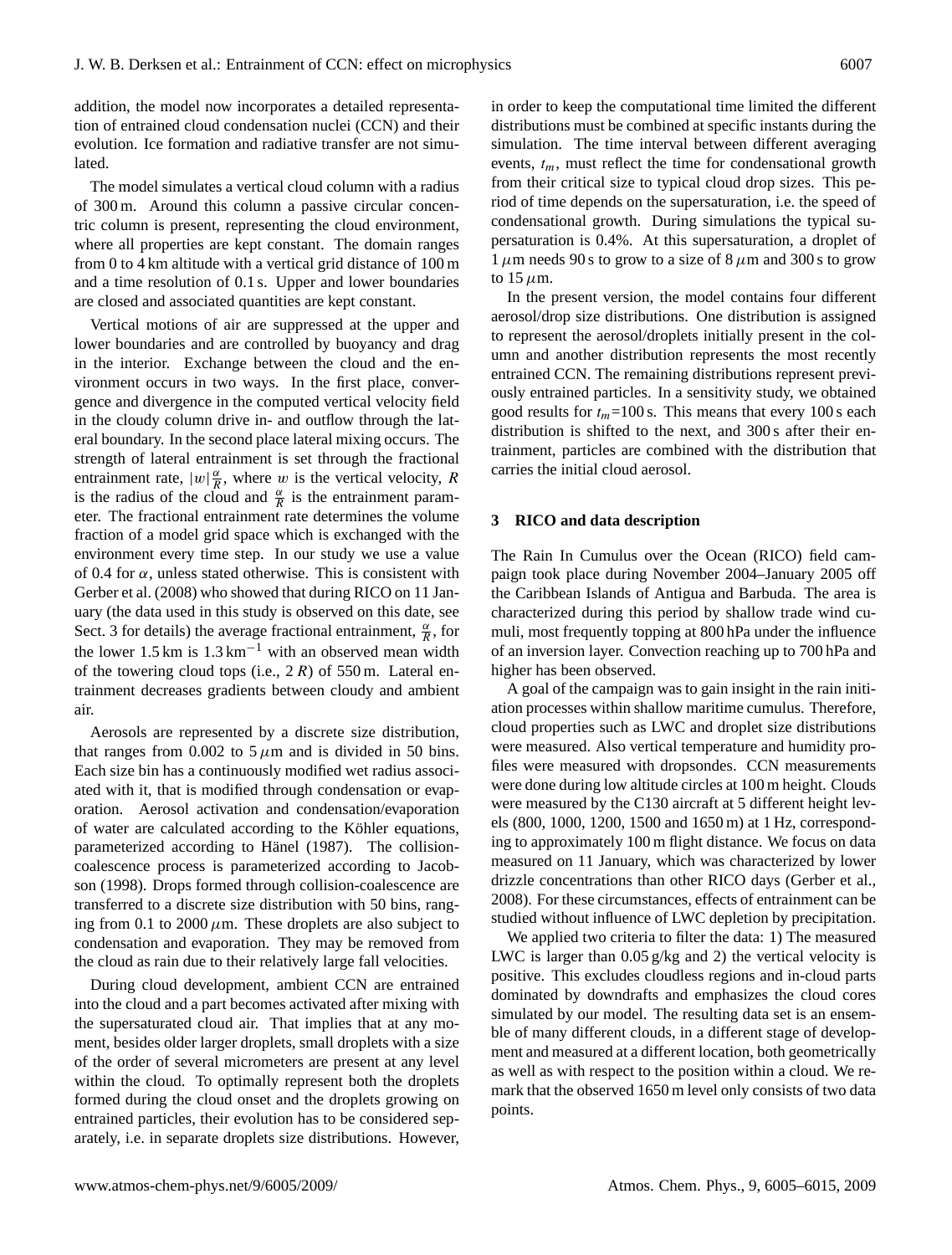addition, the model now incorporates a detailed representation of entrained cloud condensation nuclei (CCN) and their evolution. Ice formation and radiative transfer are not simulated.

The model simulates a vertical cloud column with a radius of 300 m. Around this column a passive circular concentric column is present, representing the cloud environment, where all properties are kept constant. The domain ranges from 0 to 4 km altitude with a vertical grid distance of 100 m and a time resolution of 0.1 s. Upper and lower boundaries are closed and associated quantities are kept constant.

Vertical motions of air are suppressed at the upper and lower boundaries and are controlled by buoyancy and drag in the interior. Exchange between the cloud and the environment occurs in two ways. In the first place, convergence and divergence in the computed vertical velocity field in the cloudy column drive in- and outflow through the lateral boundary. In the second place lateral mixing occurs. The strength of lateral entrainment is set through the fractional entrainment rate, $|w|\frac{\alpha}{R}$, where $w$ is the vertical velocity, $R$ is the radius of the cloud and $\frac{\alpha}{R}$ is the entrainment parameter. The fractional entrainment rate determines the volume fraction of a model grid space which is exchanged with the environment every time step. In our study we use a value of 0.4 for $\alpha$, unless stated otherwise. This is consistent with Gerber et al. (2008) who showed that during RICO on 11 January (the data used in this study is observed on this date, see Sect. 3 for details) the average fractional entrainment, $\frac{\alpha}{R}$, for the lower 1.5 km is 1.3 km$^{-1}$ with an observed mean width of the towering cloud tops (i.e., $2\,R$) of 550 m. Lateral entrainment decreases gradients between cloudy and ambient air.

Aerosols are represented by a discrete size distribution, that ranges from 0.002 to 5 $\mu$m and is divided in 50 bins. Each size bin has a continuously modified wet radius associated with it, that is modified through condensation or evaporation. Aerosol activation and condensation/evaporation of water are calculated according to the Köhler equations, parameterized according to Hänel (1987). The collision-coalescence process is parameterized according to Jacobson (1998). Drops formed through collision-coalescence are transferred to a discrete size distribution with 50 bins, ranging from 0.1 to 2000 $\mu$m. These droplets are also subject to condensation and evaporation. They may be removed from the cloud as rain due to their relatively large fall velocities.

During cloud development, ambient CCN are entrained into the cloud and a part becomes activated after mixing with the supersaturated cloud air. That implies that at any moment, besides older larger droplets, small droplets with a size of the order of several micrometers are present at any level within the cloud. To optimally represent both the droplets formed during the cloud onset and the droplets growing on entrained particles, their evolution has to be considered separately, i.e. in separate droplets size distributions. However, in order to keep the computational time limited the different distributions must be combined at specific instants during the simulation. The time interval between different averaging events, $t_m$, must reflect the time for condensational growth from their critical size to typical cloud drop sizes. This period of time depends on the supersaturation, i.e. the speed of condensational growth. During simulations the typical supersaturation is 0.4%. At this supersaturation, a droplet of 1 $\mu$m needs 90 s to grow to a size of 8 $\mu$m and 300 s to grow to 15 $\mu$m.

In the present version, the model contains four different aerosol/drop size distributions. One distribution is assigned to represent the aerosol/droplets initially present in the column and another distribution represents the most recently entrained CCN. The remaining distributions represent previously entrained particles. In a sensitivity study, we obtained good results for $t_m$=100 s. This means that every 100 s each distribution is shifted to the next, and 300 s after their entrainment, particles are combined with the distribution that carries the initial cloud aerosol.

## 3 RICO and data description

The Rain In Cumulus over the Ocean (RICO) field campaign took place during November 2004–January 2005 off the Caribbean Islands of Antigua and Barbuda. The area is characterized during this period by shallow trade wind cumuli, most frequently topping at 800 hPa under the influence of an inversion layer. Convection reaching up to 700 hPa and higher has been observed.

A goal of the campaign was to gain insight in the rain initiation processes within shallow maritime cumulus. Therefore, cloud properties such as LWC and droplet size distributions were measured. Also vertical temperature and humidity profiles were measured with dropsondes. CCN measurements were done during low altitude circles at 100 m height. Clouds were measured by the C130 aircraft at 5 different height levels (800, 1000, 1200, 1500 and 1650 m) at 1 Hz, corresponding to approximately 100 m flight distance. We focus on data measured on 11 January, which was characterized by lower drizzle concentrations than other RICO days (Gerber et al., 2008). For these circumstances, effects of entrainment can be studied without influence of LWC depletion by precipitation.

We applied two criteria to filter the data: 1) The measured LWC is larger than 0.05 g/kg and 2) the vertical velocity is positive. This excludes cloudless regions and in-cloud parts dominated by downdrafts and emphasizes the cloud cores simulated by our model. The resulting data set is an ensemble of many different clouds, in a different stage of development and measured at a different location, both geometrically as well as with respect to the position within a cloud. We remark that the observed 1650 m level only consists of two data points.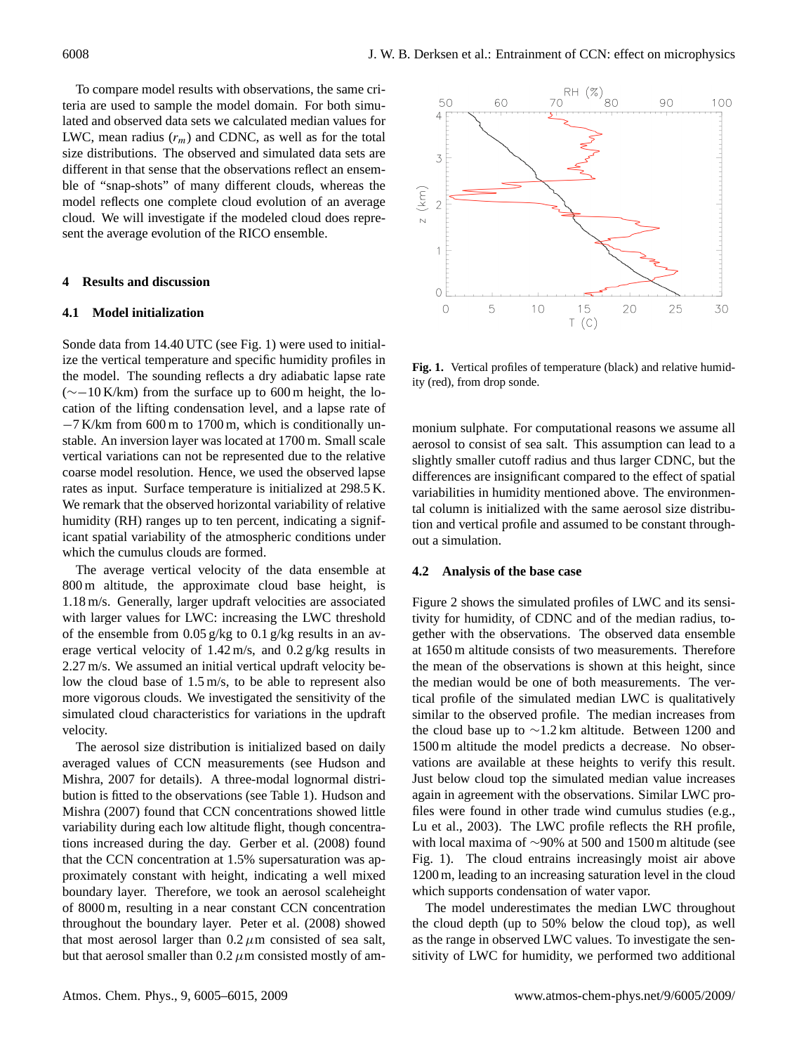To compare model results with observations, the same criteria are used to sample the model domain. For both simulated and observed data sets we calculated median values for LWC, mean radius ($r_m$) and CDNC, as well as for the total size distributions. The observed and simulated data sets are different in that sense that the observations reflect an ensemble of "snap-shots" of many different clouds, whereas the model reflects one complete cloud evolution of an average cloud. We will investigate if the modeled cloud does represent the average evolution of the RICO ensemble.

## 4 Results and discussion

### 4.1 Model initialization

Sonde data from 14.40 UTC (see Fig. 1) were used to initialize the vertical temperature and specific humidity profiles in the model. The sounding reflects a dry adiabatic lapse rate (∼−10 K/km) from the surface up to 600 m height, the location of the lifting condensation level, and a lapse rate of −7 K/km from 600 m to 1700 m, which is conditionally unstable. An inversion layer was located at 1700 m. Small scale vertical variations can not be represented due to the relative coarse model resolution. Hence, we used the observed lapse rates as input. Surface temperature is initialized at 298.5 K. We remark that the observed horizontal variability of relative humidity (RH) ranges up to ten percent, indicating a significant spatial variability of the atmospheric conditions under which the cumulus clouds are formed.

The average vertical velocity of the data ensemble at 800 m altitude, the approximate cloud base height, is 1.18 m/s. Generally, larger updraft velocities are associated with larger values for LWC: increasing the LWC threshold of the ensemble from 0.05 g/kg to 0.1 g/kg results in an average vertical velocity of 1.42 m/s, and 0.2 g/kg results in 2.27 m/s. We assumed an initial vertical updraft velocity below the cloud base of 1.5 m/s, to be able to represent also more vigorous clouds. We investigated the sensitivity of the simulated cloud characteristics for variations in the updraft velocity.

The aerosol size distribution is initialized based on daily averaged values of CCN measurements (see Hudson and Mishra, 2007 for details). A three-modal lognormal distribution is fitted to the observations (see Table 1). Hudson and Mishra (2007) found that CCN concentrations showed little variability during each low altitude flight, though concentrations increased during the day. Gerber et al. (2008) found that the CCN concentration at 1.5% supersaturation was approximately constant with height, indicating a well mixed boundary layer. Therefore, we took an aerosol scaleheight of 8000 m, resulting in a near constant CCN concentration throughout the boundary layer. Peter et al. (2008) showed that most aerosol larger than 0.2 $\mu$m consisted of sea salt, but that aerosol smaller than 0.2 $\mu$m consisted mostly of ammonium sulphate. For computational reasons we assume all aerosol to consist of sea salt. This assumption can lead to a slightly smaller cutoff radius and thus larger CDNC, but the differences are insignificant compared to the effect of spatial variabilities in humidity mentioned above. The environmental column is initialized with the same aerosol size distribution and vertical profile and assumed to be constant throughout a simulation.

**Fig. 1.** Vertical profiles of temperature (black) and relative humidity (red), from drop sonde.

### 4.2 Analysis of the base case

Figure 2 shows the simulated profiles of LWC and its sensitivity for humidity, of CDNC and of the median radius, together with the observations. The observed data ensemble at 1650 m altitude consists of two measurements. Therefore the mean of the observations is shown at this height, since the median would be one of both measurements. The vertical profile of the simulated median LWC is qualitatively similar to the observed profile. The median increases from the cloud base up to ∼1.2 km altitude. Between 1200 and 1500 m altitude the model predicts a decrease. No observations are available at these heights to verify this result. Just below cloud top the simulated median value increases again in agreement with the observations. Similar LWC profiles were found in other trade wind cumulus studies (e.g., Lu et al., 2003). The LWC profile reflects the RH profile, with local maxima of ∼90% at 500 and 1500 m altitude (see Fig. 1). The cloud entrains increasingly moist air above 1200 m, leading to an increasing saturation level in the cloud which supports condensation of water vapor.

The model underestimates the median LWC throughout the cloud depth (up to 50% below the cloud top), as well as the range in observed LWC values. To investigate the sensitivity of LWC for humidity, we performed two additional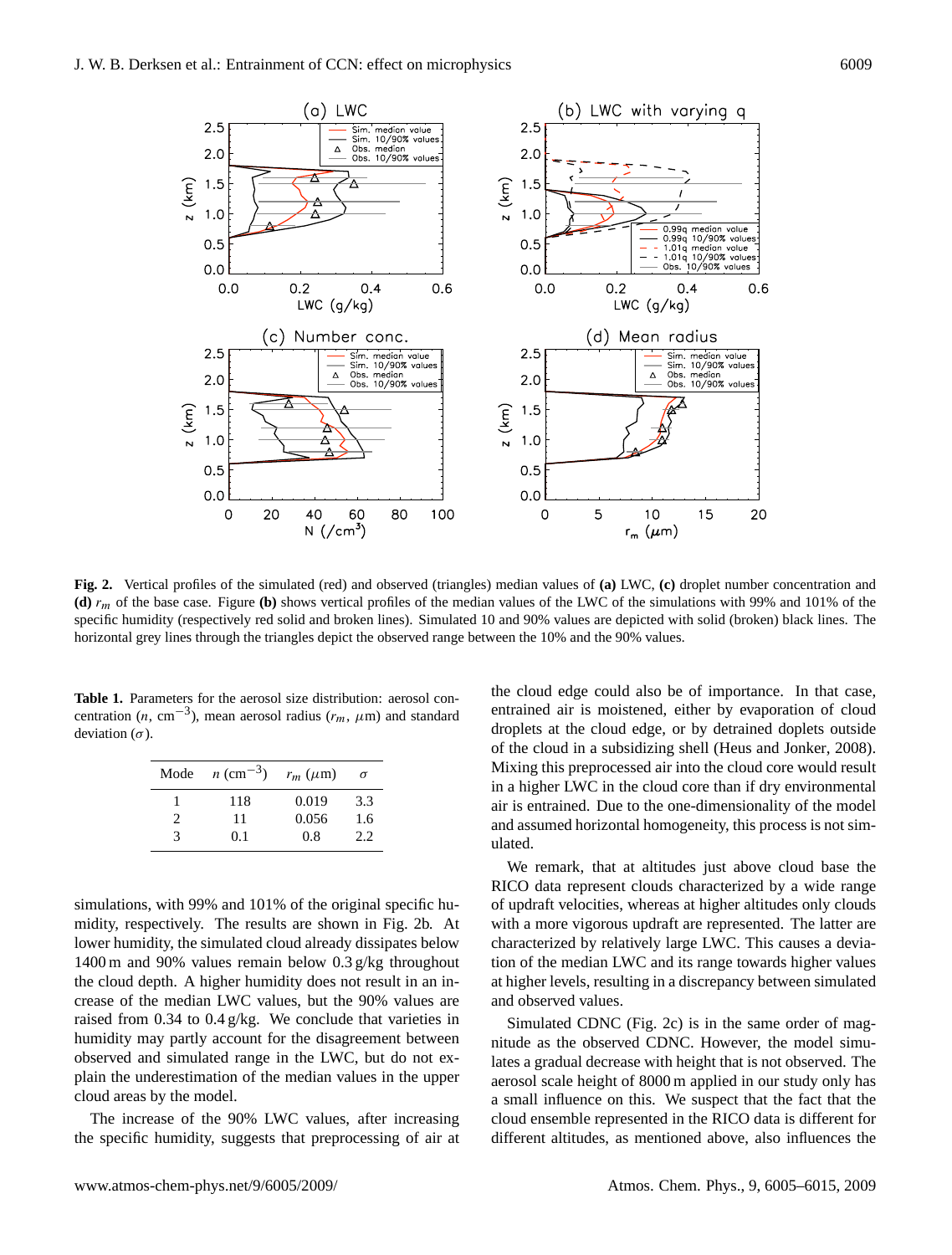**Fig. 2.** Vertical profiles of the simulated (red) and observed (triangles) median values of **(a)** LWC, **(c)** droplet number concentration and **(d)** $r_m$ of the base case. Figure **(b)** shows vertical profiles of the median values of the LWC of the simulations with 99% and 101% of the specific humidity (respectively red solid and broken lines). Simulated 10 and 90% values are depicted with solid (broken) black lines. The horizontal grey lines through the triangles depict the observed range between the 10% and the 90% values.

**Table 1.** Parameters for the aerosol size distribution: aerosol concentration ($n$, $cm^{-3}$), mean aerosol radius ($r_m$, $\mu$m) and standard deviation ($\sigma$).

| Mode | $n$ ($cm^{-3}$) | $r_m$ ($\mu$m) | $\sigma$ |
|---|---|---|---|
| 1 | 118 | 0.019 | 3.3 |
| 2 | 11 | 0.056 | 1.6 |
| 3 | 0.1 | 0.8 | 2.2 |

simulations, with 99% and 101% of the original specific humidity, respectively. The results are shown in Fig. 2b. At lower humidity, the simulated cloud already dissipates below 1400 m and 90% values remain below 0.3 g/kg throughout the cloud depth. A higher humidity does not result in an increase of the median LWC values, but the 90% values are raised from 0.34 to 0.4 g/kg. We conclude that varieties in humidity may partly account for the disagreement between observed and simulated range in the LWC, but do not explain the underestimation of the median values in the upper cloud areas by the model.

The increase of the 90% LWC values, after increasing the specific humidity, suggests that preprocessing of air at the cloud edge could also be of importance. In that case, entrained air is moistened, either by evaporation of cloud droplets at the cloud edge, or by detrained doplets outside of the cloud in a subsidizing shell (Heus and Jonker, 2008). Mixing this preprocessed air into the cloud core would result in a higher LWC in the cloud core than if dry environmental air is entrained. Due to the one-dimensionality of the model and assumed horizontal homogeneity, this process is not simulated.

We remark, that at altitudes just above cloud base the RICO data represent clouds characterized by a wide range of updraft velocities, whereas at higher altitudes only clouds with a more vigorous updraft are represented. The latter are characterized by relatively large LWC. This causes a deviation of the median LWC and its range towards higher values at higher levels, resulting in a discrepancy between simulated and observed values.

Simulated CDNC (Fig. 2c) is in the same order of magnitude as the observed CDNC. However, the model simulates a gradual decrease with height that is not observed. The aerosol scale height of 8000 m applied in our study only has a small influence on this. We suspect that the fact that the cloud ensemble represented in the RICO data is different for different altitudes, as mentioned above, also influences the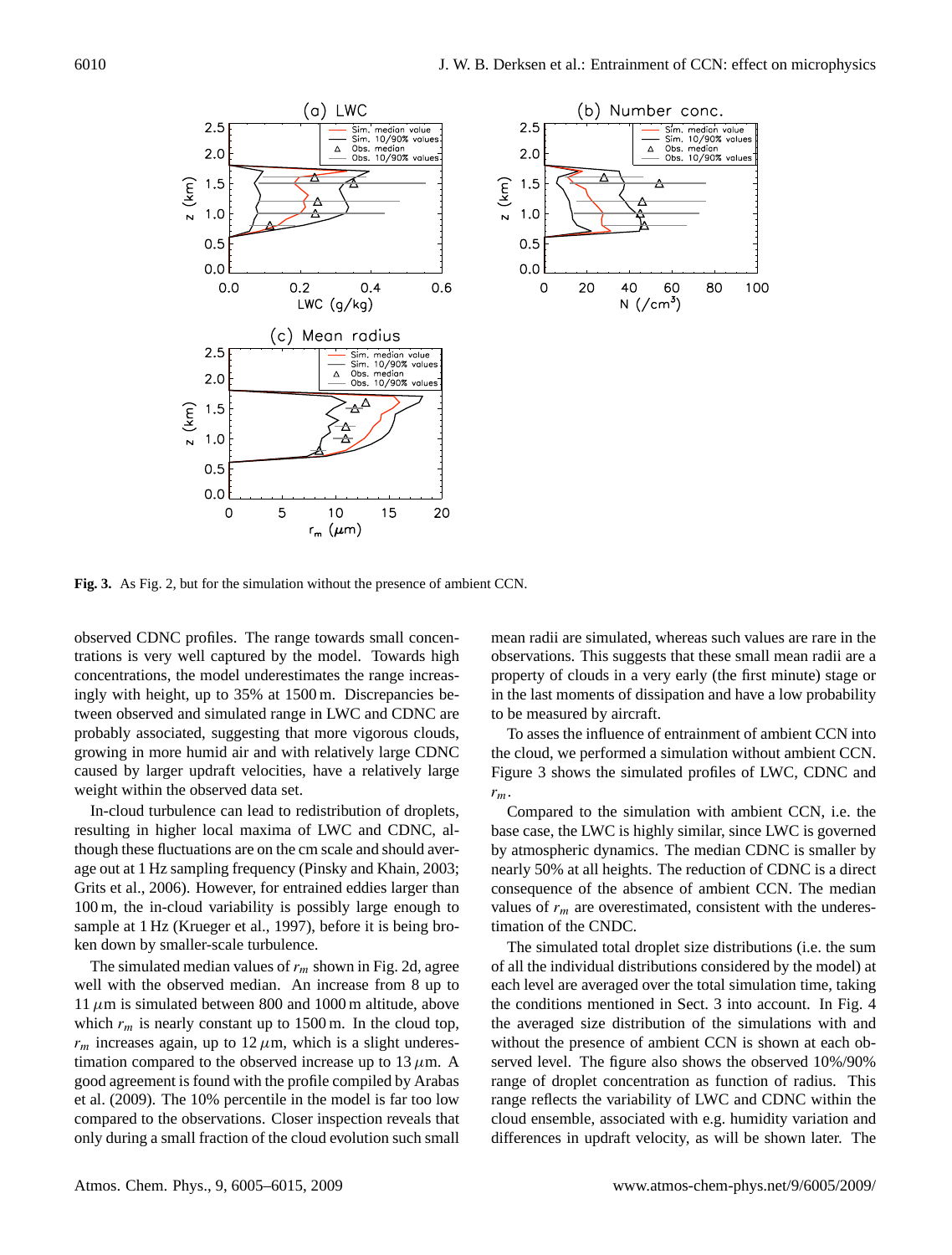Fig. 3. As Fig. 2, but for the simulation without the presence of ambient CCN.

observed CDNC profiles. The range towards small concentrations is very well captured by the model. Towards high concentrations, the model underestimates the range increasingly with height, up to 35% at 1500 m. Discrepancies between observed and simulated range in LWC and CDNC are probably associated, suggesting that more vigorous clouds, growing in more humid air and with relatively large CDNC caused by larger updraft velocities, have a relatively large weight within the observed data set.

In-cloud turbulence can lead to redistribution of droplets, resulting in higher local maxima of LWC and CDNC, although these fluctuations are on the cm scale and should average out at 1 Hz sampling frequency (Pinsky and Khain, 2003; Grits et al., 2006). However, for entrained eddies larger than 100 m, the in-cloud variability is possibly large enough to sample at 1 Hz (Krueger et al., 1997), before it is being broken down by smaller-scale turbulence.

The simulated median values of $r_m$ shown in Fig. 2d, agree well with the observed median. An increase from 8 up to 11 $\mu$m is simulated between 800 and 1000 m altitude, above which $r_m$ is nearly constant up to 1500 m. In the cloud top, $r_m$ increases again, up to 12 $\mu$m, which is a slight underestimation compared to the observed increase up to 13 $\mu$m. A good agreement is found with the profile compiled by Arabas et al. (2009). The 10% percentile in the model is far too low compared to the observations. Closer inspection reveals that only during a small fraction of the cloud evolution such small mean radii are simulated, whereas such values are rare in the observations. This suggests that these small mean radii are a property of clouds in a very early (the first minute) stage or in the last moments of dissipation and have a low probability to be measured by aircraft.

To asses the influence of entrainment of ambient CCN into the cloud, we performed a simulation without ambient CCN. Figure 3 shows the simulated profiles of LWC, CDNC and $r_m$.

Compared to the simulation with ambient CCN, i.e. the base case, the LWC is highly similar, since LWC is governed by atmospheric dynamics. The median CDNC is smaller by nearly 50% at all heights. The reduction of CDNC is a direct consequence of the absence of ambient CCN. The median values of $r_m$ are overestimated, consistent with the underestimation of the CNDC.

The simulated total droplet size distributions (i.e. the sum of all the individual distributions considered by the model) at each level are averaged over the total simulation time, taking the conditions mentioned in Sect. 3 into account. In Fig. 4 the averaged size distribution of the simulations with and without the presence of ambient CCN is shown at each observed level. The figure also shows the observed 10%/90% range of droplet concentration as function of radius. This range reflects the variability of LWC and CDNC within the cloud ensemble, associated with e.g. humidity variation and differences in updraft velocity, as will be shown later. The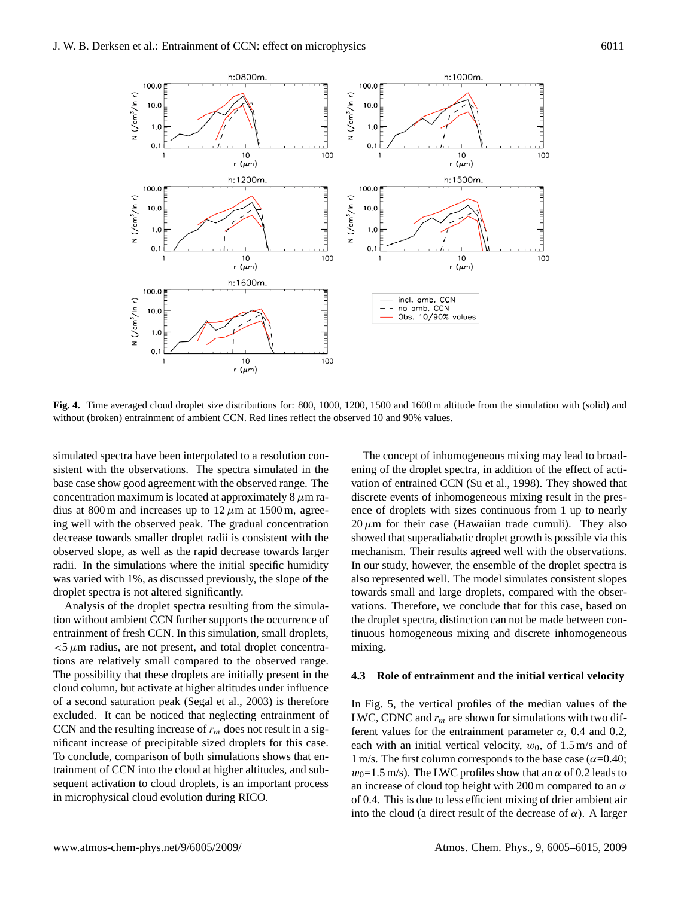**Fig. 4.** Time averaged cloud droplet size distributions for: 800, 1000, 1200, 1500 and 1600 m altitude from the simulation with (solid) and without (broken) entrainment of ambient CCN. Red lines reflect the observed 10 and 90% values.

simulated spectra have been interpolated to a resolution consistent with the observations. The spectra simulated in the base case show good agreement with the observed range. The concentration maximum is located at approximately 8 $\mu$m radius at 800 m and increases up to 12 $\mu$m at 1500 m, agreeing well with the observed peak. The gradual concentration decrease towards smaller droplet radii is consistent with the observed slope, as well as the rapid decrease towards larger radii. In the simulations where the initial specific humidity was varied with 1%, as discussed previously, the slope of the droplet spectra is not altered significantly.

Analysis of the droplet spectra resulting from the simulation without ambient CCN further supports the occurrence of entrainment of fresh CCN. In this simulation, small droplets, $<5\,\mu$m radius, are not present, and total droplet concentrations are relatively small compared to the observed range. The possibility that these droplets are initially present in the cloud column, but activate at higher altitudes under influence of a second saturation peak (Segal et al., 2003) is therefore excluded. It can be noticed that neglecting entrainment of CCN and the resulting increase of $r_m$ does not result in a significant increase of precipitable sized droplets for this case. To conclude, comparison of both simulations shows that entrainment of CCN into the cloud at higher altitudes, and subsequent activation to cloud droplets, is an important process in microphysical cloud evolution during RICO.

The concept of inhomogeneous mixing may lead to broadening of the droplet spectra, in addition of the effect of activation of entrained CCN (Su et al., 1998). They showed that discrete events of inhomogeneous mixing result in the presence of droplets with sizes continuous from 1 up to nearly 20 $\mu$m for their case (Hawaiian trade cumuli). They also showed that superadiabatic droplet growth is possible via this mechanism. Their results agreed well with the observations. In our study, however, the ensemble of the droplet spectra is also represented well. The model simulates consistent slopes towards small and large droplets, compared with the observations. Therefore, we conclude that for this case, based on the droplet spectra, distinction can not be made between continuous homogeneous mixing and discrete inhomogeneous mixing.

### 4.3 Role of entrainment and the initial vertical velocity

In Fig. 5, the vertical profiles of the median values of the LWC, CDNC and $r_m$ are shown for simulations with two different values for the entrainment parameter $\alpha$, 0.4 and 0.2, each with an initial vertical velocity, $w_0$, of 1.5 m/s and of 1 m/s. The first column corresponds to the base case ($\alpha$=0.40; $w_0$=1.5 m/s). The LWC profiles show that an $\alpha$ of 0.2 leads to an increase of cloud top height with 200 m compared to an $\alpha$ of 0.4. This is due to less efficient mixing of drier ambient air into the cloud (a direct result of the decrease of $\alpha$). A larger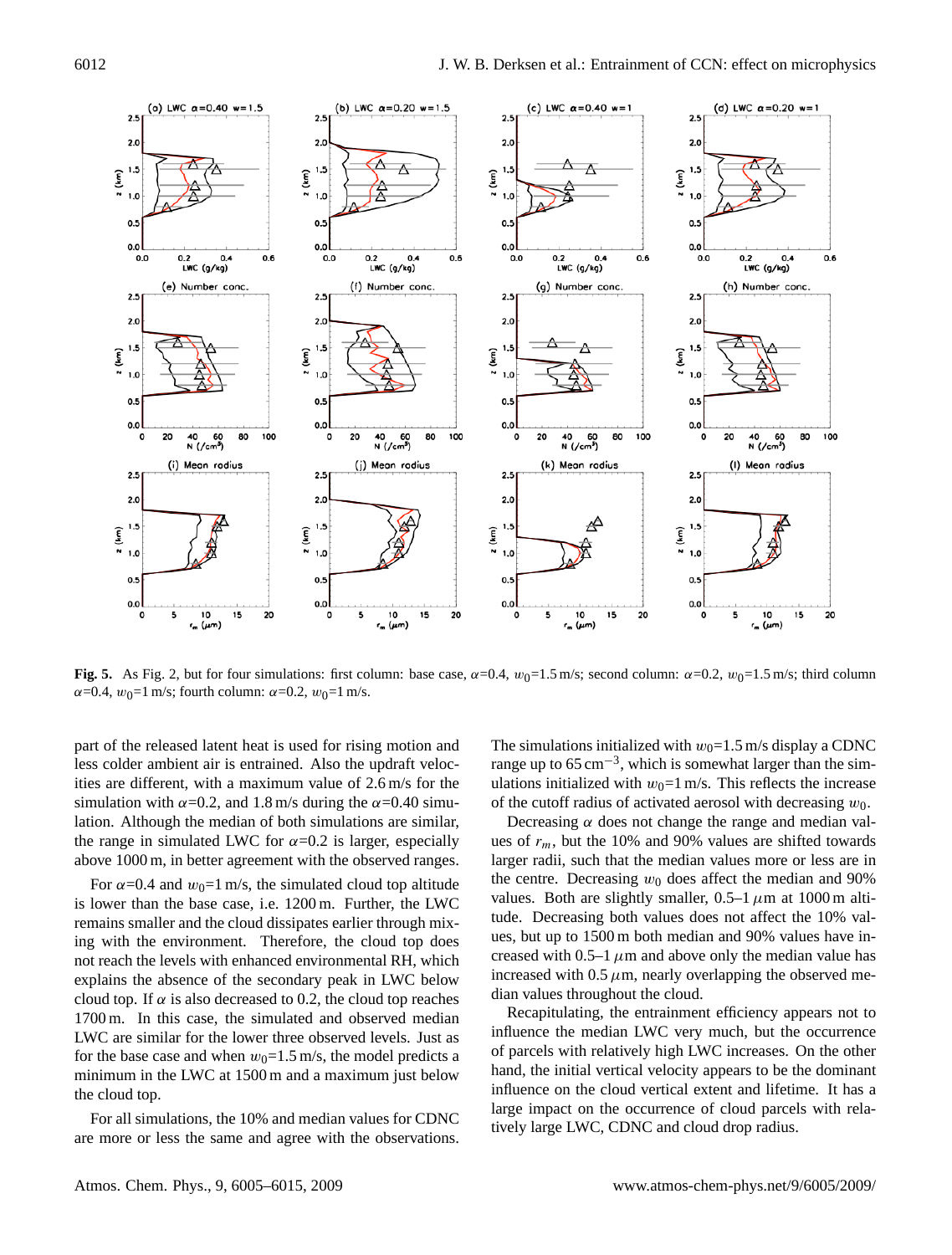**Fig. 5.** As Fig. 2, but for four simulations: first column: base case, $\alpha$=0.4, $w_0$=1.5 m/s; second column: $\alpha$=0.2, $w_0$=1.5 m/s; third column $\alpha$=0.4, $w_0$=1 m/s; fourth column: $\alpha$=0.2, $w_0$=1 m/s.

part of the released latent heat is used for rising motion and less colder ambient air is entrained. Also the updraft velocities are different, with a maximum value of 2.6 m/s for the simulation with $\alpha$=0.2, and 1.8 m/s during the $\alpha$=0.40 simulation. Although the median of both simulations are similar, the range in simulated LWC for $\alpha$=0.2 is larger, especially above 1000 m, in better agreement with the observed ranges.

For $\alpha$=0.4 and $w_0$=1 m/s, the simulated cloud top altitude is lower than the base case, i.e. 1200 m. Further, the LWC remains smaller and the cloud dissipates earlier through mixing with the environment. Therefore, the cloud top does not reach the levels with enhanced environmental RH, which explains the absence of the secondary peak in LWC below cloud top. If $\alpha$ is also decreased to 0.2, the cloud top reaches 1700 m. In this case, the simulated and observed median LWC are similar for the lower three observed levels. Just as for the base case and when $w_0$=1.5 m/s, the model predicts a minimum in the LWC at 1500 m and a maximum just below the cloud top.

For all simulations, the 10% and median values for CDNC are more or less the same and agree with the observations. The simulations initialized with $w_0$=1.5 m/s display a CDNC range up to 65 $cm^{-3}$, which is somewhat larger than the simulations initialized with $w_0$=1 m/s. This reflects the increase of the cutoff radius of activated aerosol with decreasing $w_0$.

Decreasing $\alpha$ does not change the range and median values of $r_m$, but the 10% and 90% values are shifted towards larger radii, such that the median values more or less are in the centre. Decreasing $w_0$ does affect the median and 90% values. Both are slightly smaller, 0.5–1 $\mu$m at 1000 m altitude. Decreasing both values does not affect the 10% values, but up to 1500 m both median and 90% values have increased with 0.5–1 $\mu$m and above only the median value has increased with 0.5 $\mu$m, nearly overlapping the observed median values throughout the cloud.

Recapitulating, the entrainment efficiency appears not to influence the median LWC very much, but the occurrence of parcels with relatively high LWC increases. On the other hand, the initial vertical velocity appears to be the dominant influence on the cloud vertical extent and lifetime. It has a large impact on the occurrence of cloud parcels with relatively large LWC, CDNC and cloud drop radius.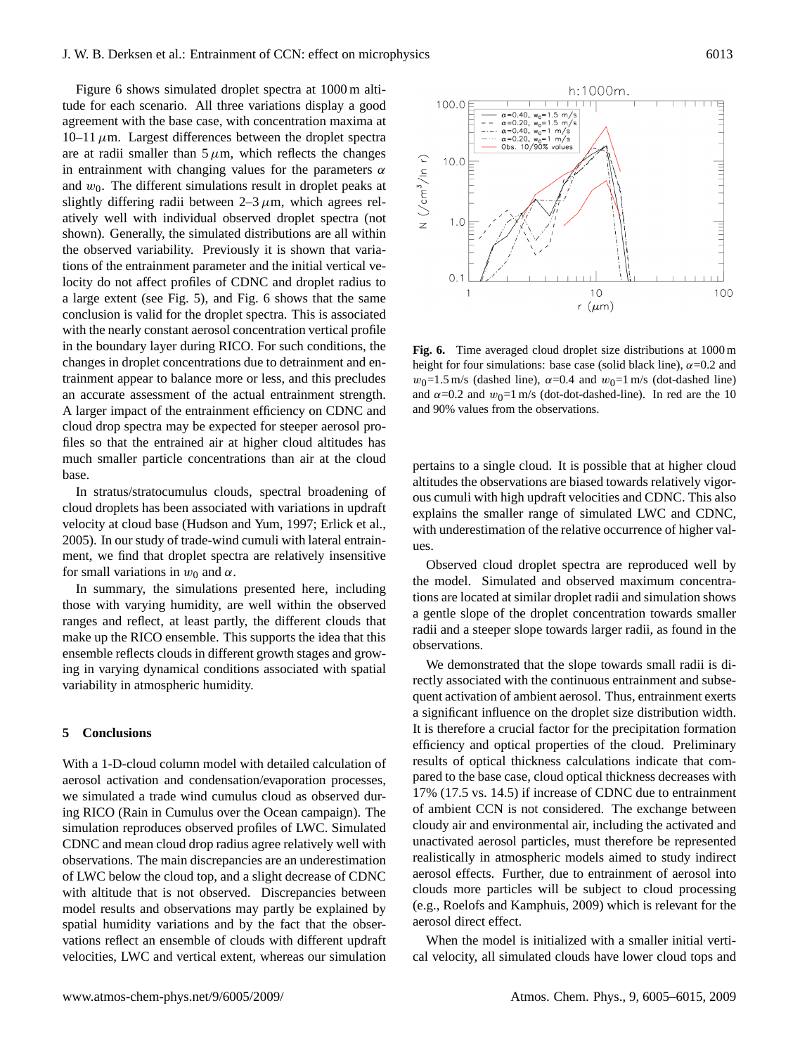Figure 6 shows simulated droplet spectra at 1000 m altitude for each scenario. All three variations display a good agreement with the base case, with concentration maxima at 10–11 μm. Largest differences between the droplet spectra are at radii smaller than 5 μm, which reflects the changes in entrainment with changing values for the parameters $\alpha$ and $w_0$. The different simulations result in droplet peaks at slightly differing radii between 2–3 μm, which agrees relatively well with individual observed droplet spectra (not shown). Generally, the simulated distributions are all within the observed variability. Previously it is shown that variations of the entrainment parameter and the initial vertical velocity do not affect profiles of CDNC and droplet radius to a large extent (see Fig. 5), and Fig. 6 shows that the same conclusion is valid for the droplet spectra. This is associated with the nearly constant aerosol concentration vertical profile in the boundary layer during RICO. For such conditions, the changes in droplet concentrations due to detrainment and entrainment appear to balance more or less, and this precludes an accurate assessment of the actual entrainment strength. A larger impact of the entrainment efficiency on CDNC and cloud drop spectra may be expected for steeper aerosol profiles so that the entrained air at higher cloud altitudes has much smaller particle concentrations than air at the cloud base.

In stratus/stratocumulus clouds, spectral broadening of cloud droplets has been associated with variations in updraft velocity at cloud base (Hudson and Yum, 1997; Erlick et al., 2005). In our study of trade-wind cumuli with lateral entrainment, we find that droplet spectra are relatively insensitive for small variations in $w_0$ and $\alpha$.

In summary, the simulations presented here, including those with varying humidity, are well within the observed ranges and reflect, at least partly, the different clouds that make up the RICO ensemble. This supports the idea that this ensemble reflects clouds in different growth stages and growing in varying dynamical conditions associated with spatial variability in atmospheric humidity.

h:1000m.

α=0.40, w0=1.5 m/s
α=0.20, w0=1.5 m/s
α=0.40, w0=1 m/s
α=0.20, w0=1 m/s
Obs. 10/90% values

100.0
10.0
1.0
0.1

N (/cm³/ln r)

1
10
100

r (μm)

**Fig. 6.** Time averaged cloud droplet size distributions at 1000 m height for four simulations: base case (solid black line), $\alpha$=0.2 and $w_0$=1.5 m/s (dashed line), $\alpha$=0.4 and $w_0$=1 m/s (dot-dashed line) and $\alpha$=0.2 and $w_0$=1 m/s (dot-dot-dashed-line). In red are the 10 and 90% values from the observations.

## 5 Conclusions

With a 1-D-cloud column model with detailed calculation of aerosol activation and condensation/evaporation processes, we simulated a trade wind cumulus cloud as observed during RICO (Rain in Cumulus over the Ocean campaign). The simulation reproduces observed profiles of LWC. Simulated CDNC and mean cloud drop radius agree relatively well with observations. The main discrepancies are an underestimation of LWC below the cloud top, and a slight decrease of CDNC with altitude that is not observed. Discrepancies between model results and observations may partly be explained by spatial humidity variations and by the fact that the observations reflect an ensemble of clouds with different updraft velocities, LWC and vertical extent, whereas our simulation pertains to a single cloud. It is possible that at higher cloud altitudes the observations are biased towards relatively vigorous cumuli with high updraft velocities and CDNC. This also explains the smaller range of simulated LWC and CDNC, with underestimation of the relative occurrence of higher values.

Observed cloud droplet spectra are reproduced well by the model. Simulated and observed maximum concentrations are located at similar droplet radii and simulation shows a gentle slope of the droplet concentration towards smaller radii and a steeper slope towards larger radii, as found in the observations.

We demonstrated that the slope towards small radii is directly associated with the continuous entrainment and subsequent activation of ambient aerosol. Thus, entrainment exerts a significant influence on the droplet size distribution width. It is therefore a crucial factor for the precipitation formation efficiency and optical properties of the cloud. Preliminary results of optical thickness calculations indicate that compared to the base case, cloud optical thickness decreases with 17% (17.5 vs. 14.5) if increase of CDNC due to entrainment of ambient CCN is not considered. The exchange between cloudy air and environmental air, including the activated and unactivated aerosol particles, must therefore be represented realistically in atmospheric models aimed to study indirect aerosol effects. Further, due to entrainment of aerosol into clouds more particles will be subject to cloud processing (e.g., Roelofs and Kamphuis, 2009) which is relevant for the aerosol direct effect.

When the model is initialized with a smaller initial vertical velocity, all simulated clouds have lower cloud tops and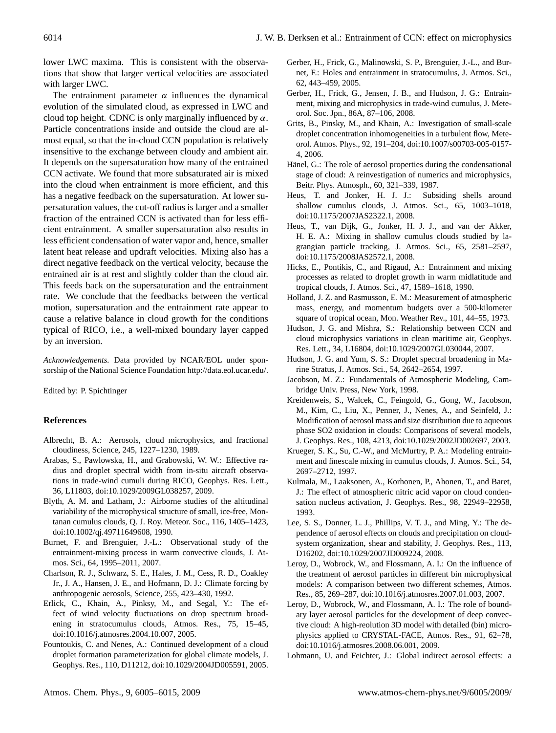lower LWC maxima. This is consistent with the observations that show that larger vertical velocities are associated with larger LWC.

The entrainment parameter $\alpha$ influences the dynamical evolution of the simulated cloud, as expressed in LWC and cloud top height. CDNC is only marginally influenced by $\alpha$. Particle concentrations inside and outside the cloud are almost equal, so that the in-cloud CCN population is relatively insensitive to the exchange between cloudy and ambient air. It depends on the supersaturation how many of the entrained CCN activate. We found that more subsaturated air is mixed into the cloud when entrainment is more efficient, and this has a negative feedback on the supersaturation. At lower supersaturation values, the cut-off radius is larger and a smaller fraction of the entrained CCN is activated than for less efficient entrainment. A smaller supersaturation also results in less efficient condensation of water vapor and, hence, smaller latent heat release and updraft velocities. Mixing also has a direct negative feedback on the vertical velocity, because the entrained air is at rest and slightly colder than the cloud air. This feeds back on the supersaturation and the entrainment rate. We conclude that the feedbacks between the vertical motion, supersaturation and the entrainment rate appear to cause a relative balance in cloud growth for the conditions typical of RICO, i.e., a well-mixed boundary layer capped by an inversion.

*Acknowledgements.* Data provided by NCAR/EOL under sponsorship of the National Science Foundation http://data.eol.ucar.edu/.

Edited by: P. Spichtinger

## References

Albrecht, B. A.: Aerosols, cloud microphysics, and fractional cloudiness, Science, 245, 1227–1230, 1989.

Arabas, S., Pawlowska, H., and Grabowski, W. W.: Effective radius and droplet spectral width from in-situ aircraft observations in trade-wind cumuli during RICO, Geophys. Res. Lett., 36, L11803, doi:10.1029/2009GL038257, 2009.

Blyth, A. M. and Latham, J.: Airborne studies of the altitudinal variability of the microphysical structure of small, ice-free, Montanan cumulus clouds, Q. J. Roy. Meteor. Soc., 116, 1405–1423, doi:10.1002/qj.49711649608, 1990.

Burnet, F. and Brenguier, J.-L.: Observational study of the entrainment-mixing process in warm convective clouds, J. Atmos. Sci., 64, 1995–2011, 2007.

Charlson, R. J., Schwarz, S. E., Hales, J. M., Cess, R. D., Coakley Jr., J. A., Hansen, J. E., and Hofmann, D. J.: Climate forcing by anthropogenic aerosols, Science, 255, 423–430, 1992.

Erlick, C., Khain, A., Pinksy, M., and Segal, Y.: The effect of wind velocity fluctuations on drop spectrum broadening in stratocumulus clouds, Atmos. Res., 75, 15–45, doi:10.1016/j.atmosres.2004.10.007, 2005.

Fountoukis, C. and Nenes, A.: Continued development of a cloud droplet formation parameterization for global climate models, J. Geophys. Res., 110, D11212, doi:10.1029/2004JD005591, 2005.

Gerber, H., Frick, G., Malinowski, S. P., Brenguier, J.-L., and Burnet, F.: Holes and entrainment in stratocumulus, J. Atmos. Sci., 62, 443–459, 2005.

Gerber, H., Frick, G., Jensen, J. B., and Hudson, J. G.: Entrainment, mixing and microphysics in trade-wind cumulus, J. Meteorol. Soc. Jpn., 86A, 87–106, 2008.

Grits, B., Pinsky, M., and Khain, A.: Investigation of small-scale droplet concentration inhomogeneities in a turbulent flow, Meteorol. Atmos. Phys., 92, 191–204, doi:10.1007/s00703-005-0157-4, 2006.

Hänel, G.: The role of aerosol properties during the condensational stage of cloud: A reinvestigation of numerics and microphysics, Beitr. Phys. Atmosph., 60, 321–339, 1987.

Heus, T. and Jonker, H. J. J.: Subsiding shells around shallow cumulus clouds, J. Atmos. Sci., 65, 1003–1018, doi:10.1175/2007JAS2322.1, 2008.

Heus, T., van Dijk, G., Jonker, H. J. J., and van der Akker, H. E. A.: Mixing in shallow cumulus clouds studied by lagrangian particle tracking, J. Atmos. Sci., 65, 2581–2597, doi:10.1175/2008JAS2572.1, 2008.

Hicks, E., Pontikis, C., and Rigaud, A.: Entrainment and mixing processes as related to droplet growth in warm midlatitude and tropical clouds, J. Atmos. Sci., 47, 1589–1618, 1990.

Holland, J. Z. and Rasmusson, E. M.: Measurement of atmospheric mass, energy, and momentum budgets over a 500-kilometer square of tropical ocean, Mon. Weather Rev., 101, 44–55, 1973.

Hudson, J. G. and Mishra, S.: Relationship between CCN and cloud microphysics variations in clean maritime air, Geophys. Res. Lett., 34, L16804, doi:10.1029/2007GL030044, 2007.

Hudson, J. G. and Yum, S. S.: Droplet spectral broadening in Marine Stratus, J. Atmos. Sci., 54, 2642–2654, 1997.

Jacobson, M. Z.: Fundamentals of Atmospheric Modeling, Cambridge Univ. Press, New York, 1998.

Kreidenweis, S., Walcek, C., Feingold, G., Gong, W., Jacobson, M., Kim, C., Liu, X., Penner, J., Nenes, A., and Seinfeld, J.: Modification of aerosol mass and size distribution due to aqueous phase SO2 oxidation in clouds: Comparisons of several models, J. Geophys. Res., 108, 4213, doi:10.1029/2002JD002697, 2003.

Krueger, S. K., Su, C.-W., and McMurtry, P. A.: Modeling entrainment and finescale mixing in cumulus clouds, J. Atmos. Sci., 54, 2697–2712, 1997.

Kulmala, M., Laaksonen, A., Korhonen, P., Ahonen, T., and Baret, J.: The effect of atmospheric nitric acid vapor on cloud condensation nucleus activation, J. Geophys. Res., 98, 22949–22958, 1993.

Lee, S. S., Donner, L. J., Phillips, V. T. J., and Ming, Y.: The dependence of aerosol effects on clouds and precipitation on cloud-system organization, shear and stability, J. Geophys. Res., 113, D16202, doi:10.1029/2007JD009224, 2008.

Leroy, D., Wobrock, W., and Flossmann, A. I.: On the influence of the treatment of aerosol particles in different bin microphysical models: A comparison between two different schemes, Atmos. Res., 85, 269–287, doi:10.1016/j.atmosres.2007.01.003, 2007.

Leroy, D., Wobrock, W., and Flossmann, A. I.: The role of boundary layer aerosol particles for the development of deep convective cloud: A high-reolution 3D model with detailed (bin) microphysics applied to CRYSTAL-FACE, Atmos. Res., 91, 62–78, doi:10.1016/j.atmosres.2008.06.001, 2009.

Lohmann, U. and Feichter, J.: Global indirect aerosol effects: a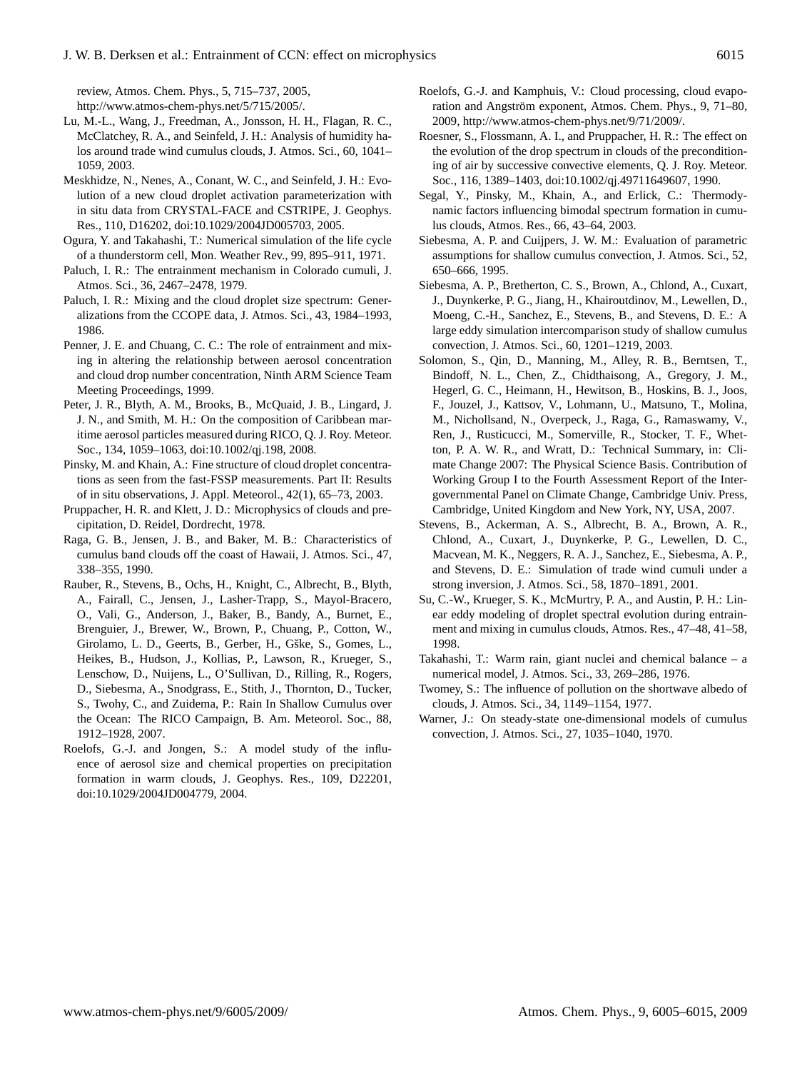review, Atmos. Chem. Phys., 5, 715–737, 2005, http://www.atmos-chem-phys.net/5/715/2005/.

Lu, M.-L., Wang, J., Freedman, A., Jonsson, H. H., Flagan, R. C., McClatchey, R. A., and Seinfeld, J. H.: Analysis of humidity halos around trade wind cumulus clouds, J. Atmos. Sci., 60, 1041–1059, 2003.

Meskhidze, N., Nenes, A., Conant, W. C., and Seinfeld, J. H.: Evolution of a new cloud droplet activation parameterization with in situ data from CRYSTAL-FACE and CSTRIPE, J. Geophys. Res., 110, D16202, doi:10.1029/2004JD005703, 2005.

Ogura, Y. and Takahashi, T.: Numerical simulation of the life cycle of a thunderstorm cell, Mon. Weather Rev., 99, 895–911, 1971.

Paluch, I. R.: The entrainment mechanism in Colorado cumuli, J. Atmos. Sci., 36, 2467–2478, 1979.

Paluch, I. R.: Mixing and the cloud droplet size spectrum: Generalizations from the CCOPE data, J. Atmos. Sci., 43, 1984–1993, 1986.

Penner, J. E. and Chuang, C. C.: The role of entrainment and mixing in altering the relationship between aerosol concentration and cloud drop number concentration, Ninth ARM Science Team Meeting Proceedings, 1999.

Peter, J. R., Blyth, A. M., Brooks, B., McQuaid, J. B., Lingard, J. J. N., and Smith, M. H.: On the composition of Caribbean maritime aerosol particles measured during RICO, Q. J. Roy. Meteor. Soc., 134, 1059–1063, doi:10.1002/qj.198, 2008.

Pinsky, M. and Khain, A.: Fine structure of cloud droplet concentrations as seen from the fast-FSSP measurements. Part II: Results of in situ observations, J. Appl. Meteorol., 42(1), 65–73, 2003.

Pruppacher, H. R. and Klett, J. D.: Microphysics of clouds and precipitation, D. Reidel, Dordrecht, 1978.

Raga, G. B., Jensen, J. B., and Baker, M. B.: Characteristics of cumulus band clouds off the coast of Hawaii, J. Atmos. Sci., 47, 338–355, 1990.

Rauber, R., Stevens, B., Ochs, H., Knight, C., Albrecht, B., Blyth, A., Fairall, C., Jensen, J., Lasher-Trapp, S., Mayol-Bracero, O., Vali, G., Anderson, J., Baker, B., Bandy, A., Burnet, E., Brenguier, J., Brewer, W., Brown, P., Chuang, P., Cotton, W., Girolamo, L. D., Geerts, B., Gerber, H., Gŝke, S., Gomes, L., Heikes, B., Hudson, J., Kollias, P., Lawson, R., Krueger, S., Lenschow, D., Nuijens, L., O'Sullivan, D., Rilling, R., Rogers, D., Siebesma, A., Snodgrass, E., Stith, J., Thornton, D., Tucker, S., Twohy, C., and Zuidema, P.: Rain In Shallow Cumulus over the Ocean: The RICO Campaign, B. Am. Meteorol. Soc., 88, 1912–1928, 2007.

Roelofs, G.-J. and Jongen, S.: A model study of the influence of aerosol size and chemical properties on precipitation formation in warm clouds, J. Geophys. Res., 109, D22201, doi:10.1029/2004JD004779, 2004.

Roelofs, G.-J. and Kamphuis, V.: Cloud processing, cloud evaporation and Angström exponent, Atmos. Chem. Phys., 9, 71–80, 2009, http://www.atmos-chem-phys.net/9/71/2009/.

Roesner, S., Flossmann, A. I., and Pruppacher, H. R.: The effect on the evolution of the drop spectrum in clouds of the preconditioning of air by successive convective elements, Q. J. Roy. Meteor. Soc., 116, 1389–1403, doi:10.1002/qj.49711649607, 1990.

Segal, Y., Pinsky, M., Khain, A., and Erlick, C.: Thermodynamic factors influencing bimodal spectrum formation in cumulus clouds, Atmos. Res., 66, 43–64, 2003.

Siebesma, A. P. and Cuijpers, J. W. M.: Evaluation of parametric assumptions for shallow cumulus convection, J. Atmos. Sci., 52, 650–666, 1995.

Siebesma, A. P., Bretherton, C. S., Brown, A., Chlond, A., Cuxart, J., Duynkerke, P. G., Jiang, H., Khairoutdinov, M., Lewellen, D., Moeng, C.-H., Sanchez, E., Stevens, B., and Stevens, D. E.: A large eddy simulation intercomparison study of shallow cumulus convection, J. Atmos. Sci., 60, 1201–1219, 2003.

Solomon, S., Qin, D., Manning, M., Alley, R. B., Berntsen, T., Bindoff, N. L., Chen, Z., Chidthaisong, A., Gregory, J. M., Hegerl, G. C., Heimann, H., Hewitson, B., Hoskins, B. J., Joos, F., Jouzel, J., Kattsov, V., Lohmann, U., Matsuno, T., Molina, M., Nichollsand, N., Overpeck, J., Raga, G., Ramaswamy, V., Ren, J., Rusticucci, M., Somerville, R., Stocker, T. F., Whetton, P. A. W. R., and Wratt, D.: Technical Summary, in: Climate Change 2007: The Physical Science Basis. Contribution of Working Group I to the Fourth Assessment Report of the Intergovernmental Panel on Climate Change, Cambridge Univ. Press, Cambridge, United Kingdom and New York, NY, USA, 2007.

Stevens, B., Ackerman, A. S., Albrecht, B. A., Brown, A. R., Chlond, A., Cuxart, J., Duynkerke, P. G., Lewellen, D. C., Macvean, M. K., Neggers, R. A. J., Sanchez, E., Siebesma, A. P., and Stevens, D. E.: Simulation of trade wind cumuli under a strong inversion, J. Atmos. Sci., 58, 1870–1891, 2001.

Su, C.-W., Krueger, S. K., McMurtry, P. A., and Austin, P. H.: Linear eddy modeling of droplet spectral evolution during entrainment and mixing in cumulus clouds, Atmos. Res., 47–48, 41–58, 1998.

Takahashi, T.: Warm rain, giant nuclei and chemical balance – a numerical model, J. Atmos. Sci., 33, 269–286, 1976.

Twomey, S.: The influence of pollution on the shortwave albedo of clouds, J. Atmos. Sci., 34, 1149–1154, 1977.

Warner, J.: On steady-state one-dimensional models of cumulus convection, J. Atmos. Sci., 27, 1035–1040, 1970.